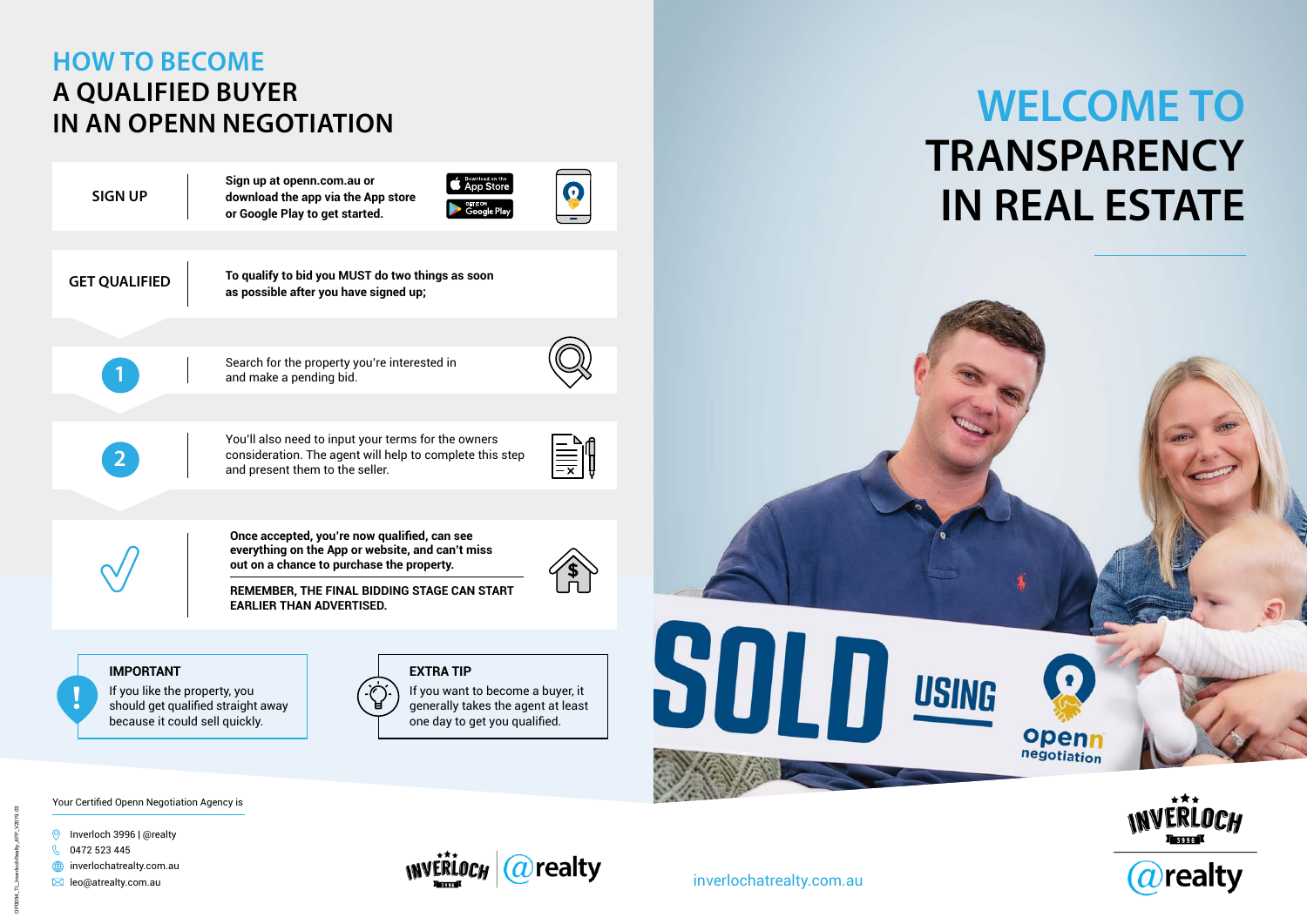# HOW TO BECOME A QUALIFIED BUYER IN AN OPENN NEGOTIATION

**SIGN UP**

**Sign up at openn.com.au or download the app via the App store or Google Play to get started.**

**GET QUALIFIED**

**To qualify to bid you MUST do two things as soon as possible after you have signed up;**

1. Search for the property you're interested in and make a pending bid.

2. You'll also need to input your terms for the owners consideration. The agent will help to complete this step and present them to the seller.

**Once accepted, you're now qualified, can see everything on the App or website, and can't miss out on a chance to purchase the property.**

**REMEMBER, THE FINAL BIDDING STAGE CAN START EARLIER THAN ADVERTISED.**

**IMPORTANT**

If you like the property, you should get qualified straight away because it could sell quickly.

**EXTRA TIP**

If you want to become a buyer, it generally takes the agent at least one day to get you qualified.

Your Certified Openn Negotiation Agency is

- Inverloch 3996 | @realty
- 0472 523 445
- inverlochatrealty.com.au
- leo@atrealty.com.au

# WELCOME TO TRANSPARENCY IN REAL ESTATE

SOLD USING openn negotiation

inverlochatrealty.com.au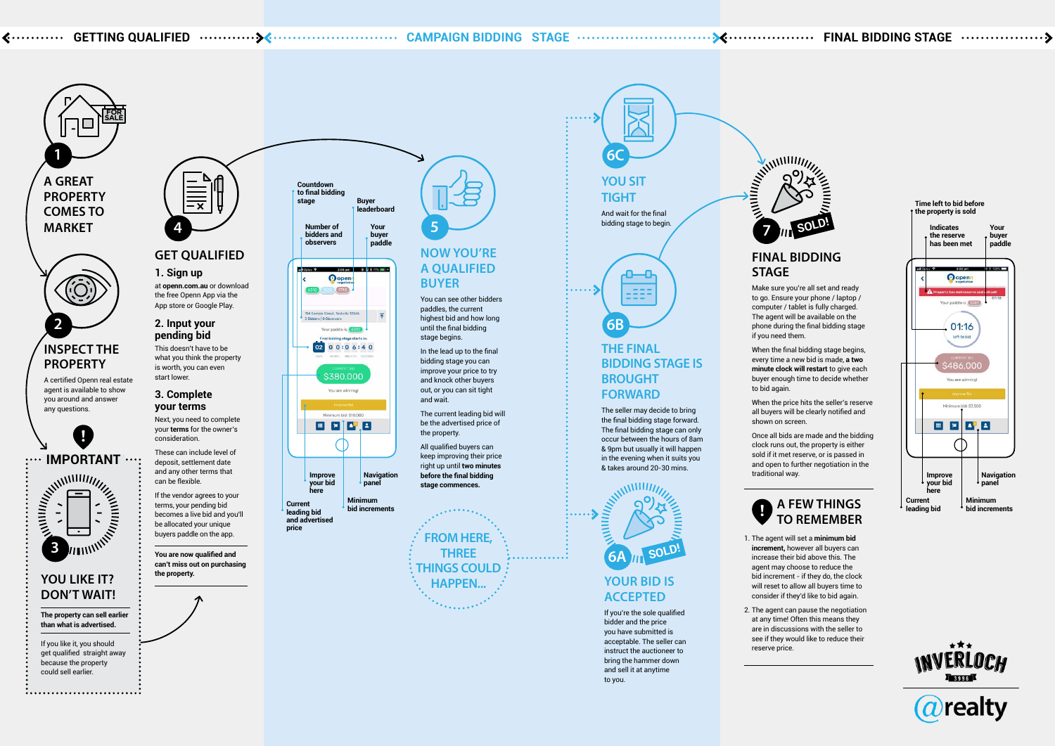## GETTING QUALIFIED

### 1 A GREAT PROPERTY COMES TO MARKET

### 2 INSPECT THE PROPERTY

A certified Openn real estate agent is available to show you around and answer any questions.

### IMPORTANT

### 3 YOU LIKE IT? DON'T WAIT!

**The property can sell earlier than what is advertised.**

If you like it, you should get qualified straight away because the property could sell earlier.

### 4 GET QUALIFIED

**1. Sign up**

at **openn.com.au** or download the free Openn App via the App store or Google Play.

**2. Input your pending bid**

This doesn't have to be what you think the property is worth, you can even start lower.

**3. Complete your terms**

Next, you need to complete your **terms** for the owner's consideration.

These can include level of deposit, settlement date and any other terms that can be flexible.

If the vendor agrees to your terms, your pending bid becomes a live bid and you'll be allocated your unique buyers paddle on the app.

**You are now qualified and can't miss out on purchasing the property.**

## CAMPAIGN BIDDING STAGE

Countdown to final bidding stage

Buyer leaderboard

Number of bidders and observers

Your buyer paddle

Improve your bid here

Navigation panel

Current leading bid and advertised price

Minimum bid increments

### 5 NOW YOU'RE A QUALIFIED BUYER

You can see other bidders paddles, the current highest bid and how long until the final bidding stage begins.

In the lead up to the final bidding stage you can improve your price to try and knock other buyers out, or you can sit tight and wait.

The current leading bid will be the advertised price of the property.

All qualified buyers can keep improving their price right up until **two minutes before the final bidding stage commences.**

FROM HERE, THREE THINGS COULD HAPPEN...

### 6C YOU SIT TIGHT

And wait for the final bidding stage to begin.

### 6B THE FINAL BIDDING STAGE IS BROUGHT FORWARD

The seller may decide to bring the final bidding stage forward. The final bidding stage can only occur between the hours of 8am & 9pm but usually it will happen in the evening when it suits you & takes around 20-30 mins.

### 6A YOUR BID IS ACCEPTED

SOLD!

If you're the sole qualified bidder and the price you have submitted is acceptable. The seller can instruct the auctioneer to bring the hammer down and sell it at anytime to you.

## FINAL BIDDING STAGE

### 7 FINAL BIDDING STAGE

SOLD!

Make sure you're all set and ready to go. Ensure your phone / laptop / computer / tablet is fully charged. The agent will be available on the phone during the final bidding stage if you need them.

When the final bidding stage begins, every time a new bid is made, **a two minute clock will restart** to give each buyer enough time to decide whether to bid again.

When the price hits the seller's reserve all buyers will be clearly notified and shown on screen.

Once all bids are made and the bidding clock runs out, the property is either sold if it met reserve, or is passed in and open to further negotiation in the traditional way.

### A FEW THINGS TO REMEMBER

1. The agent will set a **minimum bid increment,** however all buyers can increase their bid above this. The agent may choose to reduce the bid increment - if they do, the clock will reset to allow all buyers time to consider if they'd like to bid again.
2. The agent can pause the negotiation at any time! Often this means they are in discussions with the seller to see if they would like to reduce their reserve price.

Time left to bid before the property is sold

Indicates the reserve has been met

Your buyer paddle

Improve your bid here

Navigation panel

Current leading bid

Minimum bid increments

INVERLOCH 3996

@realty